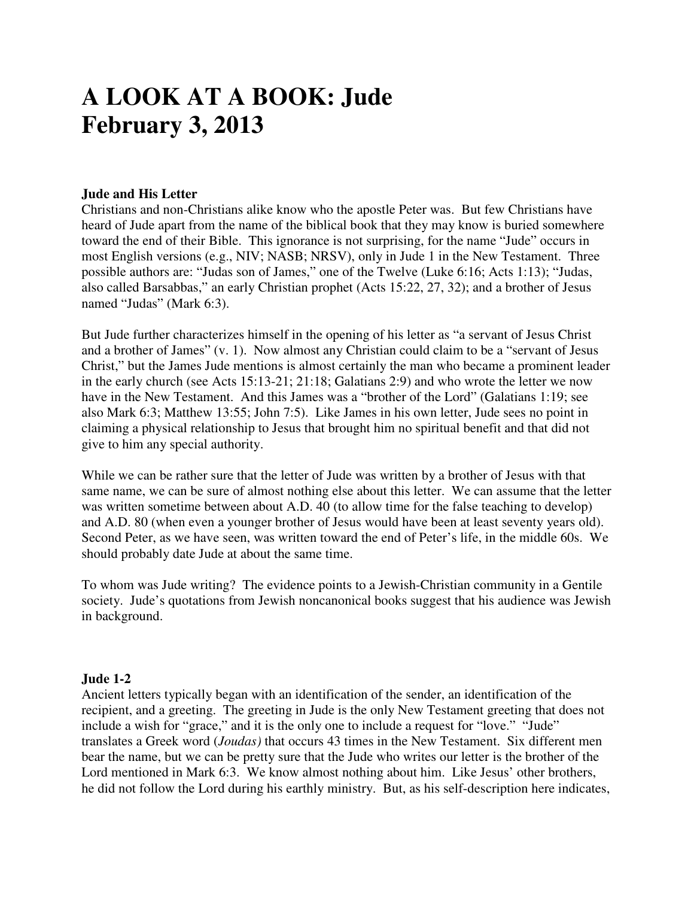# A LOOK AT A BOOK: Jude
# February 3, 2013

**Jude and His Letter**

Christians and non-Christians alike know who the apostle Peter was. But few Christians have heard of Jude apart from the name of the biblical book that they may know is buried somewhere toward the end of their Bible. This ignorance is not surprising, for the name "Jude" occurs in most English versions (e.g., NIV; NASB; NRSV), only in Jude 1 in the New Testament. Three possible authors are: "Judas son of James," one of the Twelve (Luke 6:16; Acts 1:13); "Judas, also called Barsabbas," an early Christian prophet (Acts 15:22, 27, 32); and a brother of Jesus named "Judas" (Mark 6:3).

But Jude further characterizes himself in the opening of his letter as "a servant of Jesus Christ and a brother of James" (v. 1). Now almost any Christian could claim to be a "servant of Jesus Christ," but the James Jude mentions is almost certainly the man who became a prominent leader in the early church (see Acts 15:13-21; 21:18; Galatians 2:9) and who wrote the letter we now have in the New Testament. And this James was a "brother of the Lord" (Galatians 1:19; see also Mark 6:3; Matthew 13:55; John 7:5). Like James in his own letter, Jude sees no point in claiming a physical relationship to Jesus that brought him no spiritual benefit and that did not give to him any special authority.

While we can be rather sure that the letter of Jude was written by a brother of Jesus with that same name, we can be sure of almost nothing else about this letter. We can assume that the letter was written sometime between about A.D. 40 (to allow time for the false teaching to develop) and A.D. 80 (when even a younger brother of Jesus would have been at least seventy years old). Second Peter, as we have seen, was written toward the end of Peter's life, in the middle 60s. We should probably date Jude at about the same time.

To whom was Jude writing? The evidence points to a Jewish-Christian community in a Gentile society. Jude's quotations from Jewish noncanonical books suggest that his audience was Jewish in background.

**Jude 1-2**

Ancient letters typically began with an identification of the sender, an identification of the recipient, and a greeting. The greeting in Jude is the only New Testament greeting that does not include a wish for "grace," and it is the only one to include a request for "love." "Jude" translates a Greek word (*Joudas)* that occurs 43 times in the New Testament. Six different men bear the name, but we can be pretty sure that the Jude who writes our letter is the brother of the Lord mentioned in Mark 6:3. We know almost nothing about him. Like Jesus' other brothers, he did not follow the Lord during his earthly ministry. But, as his self-description here indicates,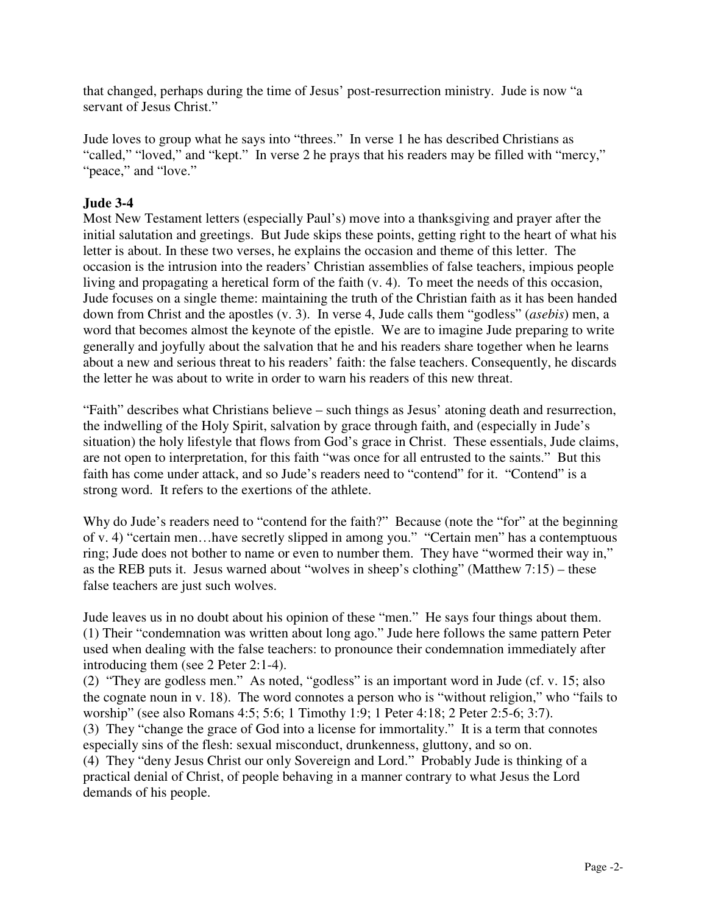that changed, perhaps during the time of Jesus' post-resurrection ministry. Jude is now "a servant of Jesus Christ."

Jude loves to group what he says into "threes." In verse 1 he has described Christians as "called," "loved," and "kept." In verse 2 he prays that his readers may be filled with "mercy," "peace," and "love."

**Jude 3-4**

Most New Testament letters (especially Paul's) move into a thanksgiving and prayer after the initial salutation and greetings. But Jude skips these points, getting right to the heart of what his letter is about. In these two verses, he explains the occasion and theme of this letter. The occasion is the intrusion into the readers' Christian assemblies of false teachers, impious people living and propagating a heretical form of the faith (v. 4). To meet the needs of this occasion, Jude focuses on a single theme: maintaining the truth of the Christian faith as it has been handed down from Christ and the apostles (v. 3). In verse 4, Jude calls them "godless" (*asebis*) men, a word that becomes almost the keynote of the epistle. We are to imagine Jude preparing to write generally and joyfully about the salvation that he and his readers share together when he learns about a new and serious threat to his readers' faith: the false teachers. Consequently, he discards the letter he was about to write in order to warn his readers of this new threat.

"Faith" describes what Christians believe – such things as Jesus' atoning death and resurrection, the indwelling of the Holy Spirit, salvation by grace through faith, and (especially in Jude's situation) the holy lifestyle that flows from God's grace in Christ. These essentials, Jude claims, are not open to interpretation, for this faith "was once for all entrusted to the saints." But this faith has come under attack, and so Jude's readers need to "contend" for it. "Contend" is a strong word. It refers to the exertions of the athlete.

Why do Jude's readers need to "contend for the faith?" Because (note the "for" at the beginning of v. 4) "certain men…have secretly slipped in among you." "Certain men" has a contemptuous ring; Jude does not bother to name or even to number them. They have "wormed their way in," as the REB puts it. Jesus warned about "wolves in sheep's clothing" (Matthew 7:15) – these false teachers are just such wolves.

Jude leaves us in no doubt about his opinion of these "men." He says four things about them.
(1) Their "condemnation was written about long ago." Jude here follows the same pattern Peter used when dealing with the false teachers: to pronounce their condemnation immediately after introducing them (see 2 Peter 2:1-4).
(2) "They are godless men." As noted, "godless" is an important word in Jude (cf. v. 15; also the cognate noun in v. 18). The word connotes a person who is "without religion," who "fails to worship" (see also Romans 4:5; 5:6; 1 Timothy 1:9; 1 Peter 4:18; 2 Peter 2:5-6; 3:7).
(3) They "change the grace of God into a license for immortality." It is a term that connotes especially sins of the flesh: sexual misconduct, drunkenness, gluttony, and so on.
(4) They "deny Jesus Christ our only Sovereign and Lord." Probably Jude is thinking of a practical denial of Christ, of people behaving in a manner contrary to what Jesus the Lord demands of his people.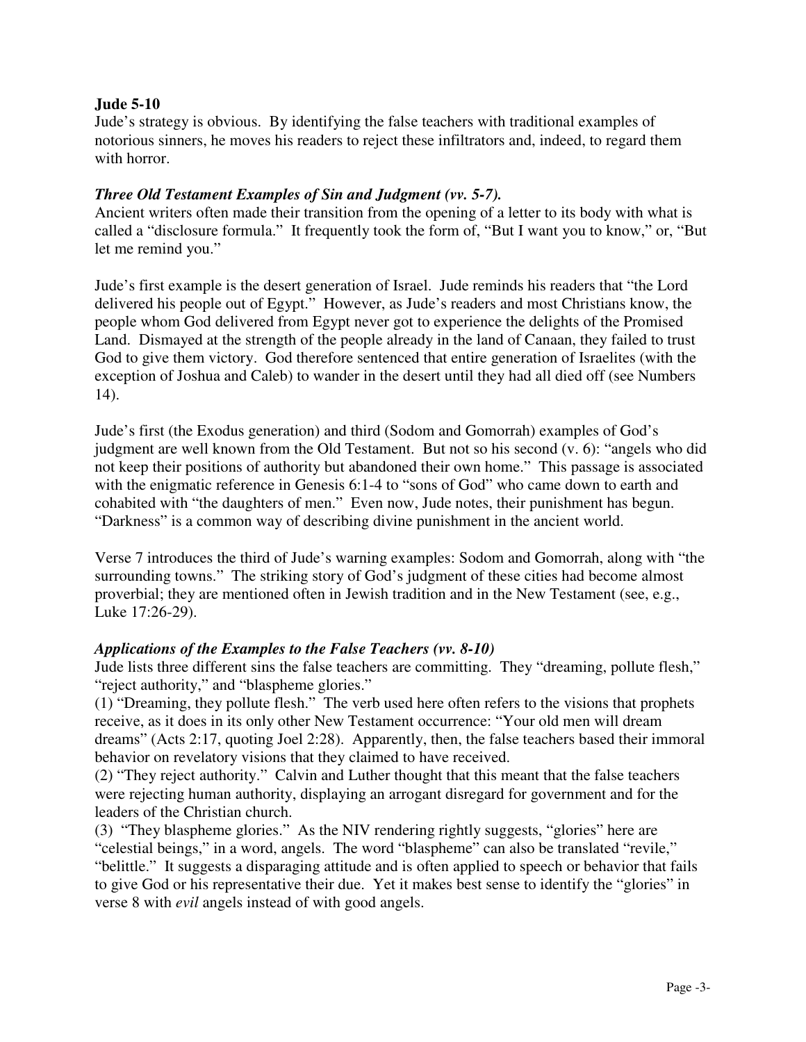**Jude 5-10**

Jude's strategy is obvious. By identifying the false teachers with traditional examples of notorious sinners, he moves his readers to reject these infiltrators and, indeed, to regard them with horror.

***Three Old Testament Examples of Sin and Judgment (vv. 5-7).***

Ancient writers often made their transition from the opening of a letter to its body with what is called a "disclosure formula." It frequently took the form of, "But I want you to know," or, "But let me remind you."

Jude's first example is the desert generation of Israel. Jude reminds his readers that "the Lord delivered his people out of Egypt." However, as Jude's readers and most Christians know, the people whom God delivered from Egypt never got to experience the delights of the Promised Land. Dismayed at the strength of the people already in the land of Canaan, they failed to trust God to give them victory. God therefore sentenced that entire generation of Israelites (with the exception of Joshua and Caleb) to wander in the desert until they had all died off (see Numbers 14).

Jude's first (the Exodus generation) and third (Sodom and Gomorrah) examples of God's judgment are well known from the Old Testament. But not so his second (v. 6): "angels who did not keep their positions of authority but abandoned their own home." This passage is associated with the enigmatic reference in Genesis 6:1-4 to "sons of God" who came down to earth and cohabited with "the daughters of men." Even now, Jude notes, their punishment has begun. "Darkness" is a common way of describing divine punishment in the ancient world.

Verse 7 introduces the third of Jude's warning examples: Sodom and Gomorrah, along with "the surrounding towns." The striking story of God's judgment of these cities had become almost proverbial; they are mentioned often in Jewish tradition and in the New Testament (see, e.g., Luke 17:26-29).

***Applications of the Examples to the False Teachers (vv. 8-10)***

Jude lists three different sins the false teachers are committing. They "dreaming, pollute flesh," "reject authority," and "blaspheme glories."

(1) "Dreaming, they pollute flesh." The verb used here often refers to the visions that prophets receive, as it does in its only other New Testament occurrence: "Your old men will dream dreams" (Acts 2:17, quoting Joel 2:28). Apparently, then, the false teachers based their immoral behavior on revelatory visions that they claimed to have received.

(2) "They reject authority." Calvin and Luther thought that this meant that the false teachers were rejecting human authority, displaying an arrogant disregard for government and for the leaders of the Christian church.

(3) "They blaspheme glories." As the NIV rendering rightly suggests, "glories" here are "celestial beings," in a word, angels. The word "blaspheme" can also be translated "revile," "belittle." It suggests a disparaging attitude and is often applied to speech or behavior that fails to give God or his representative their due. Yet it makes best sense to identify the "glories" in verse 8 with *evil* angels instead of with good angels.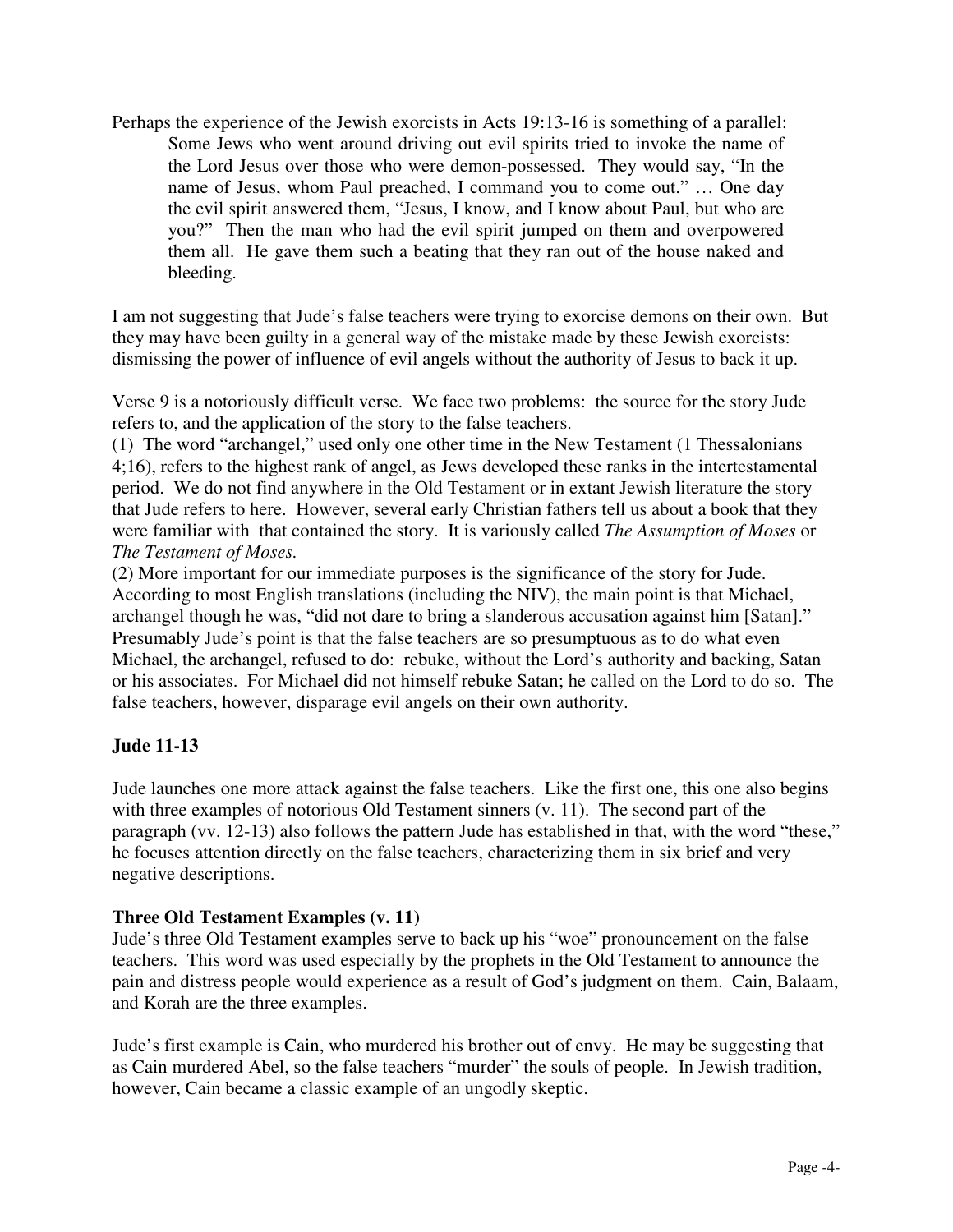Perhaps the experience of the Jewish exorcists in Acts 19:13-16 is something of a parallel:

> Some Jews who went around driving out evil spirits tried to invoke the name of the Lord Jesus over those who were demon-possessed. They would say, "In the name of Jesus, whom Paul preached, I command you to come out." … One day the evil spirit answered them, "Jesus, I know, and I know about Paul, but who are you?" Then the man who had the evil spirit jumped on them and overpowered them all. He gave them such a beating that they ran out of the house naked and bleeding.

I am not suggesting that Jude's false teachers were trying to exorcise demons on their own. But they may have been guilty in a general way of the mistake made by these Jewish exorcists: dismissing the power of influence of evil angels without the authority of Jesus to back it up.

Verse 9 is a notoriously difficult verse. We face two problems: the source for the story Jude refers to, and the application of the story to the false teachers.

(1) The word "archangel," used only one other time in the New Testament (1 Thessalonians 4;16), refers to the highest rank of angel, as Jews developed these ranks in the intertestamental period. We do not find anywhere in the Old Testament or in extant Jewish literature the story that Jude refers to here. However, several early Christian fathers tell us about a book that they were familiar with that contained the story. It is variously called *The Assumption of Moses* or *The Testament of Moses.*

(2) More important for our immediate purposes is the significance of the story for Jude. According to most English translations (including the NIV), the main point is that Michael, archangel though he was, "did not dare to bring a slanderous accusation against him [Satan]." Presumably Jude's point is that the false teachers are so presumptuous as to do what even Michael, the archangel, refused to do: rebuke, without the Lord's authority and backing, Satan or his associates. For Michael did not himself rebuke Satan; he called on the Lord to do so. The false teachers, however, disparage evil angels on their own authority.

## Jude 11-13

Jude launches one more attack against the false teachers. Like the first one, this one also begins with three examples of notorious Old Testament sinners (v. 11). The second part of the paragraph (vv. 12-13) also follows the pattern Jude has established in that, with the word "these," he focuses attention directly on the false teachers, characterizing them in six brief and very negative descriptions.

### Three Old Testament Examples (v. 11)

Jude's three Old Testament examples serve to back up his "woe" pronouncement on the false teachers. This word was used especially by the prophets in the Old Testament to announce the pain and distress people would experience as a result of God's judgment on them. Cain, Balaam, and Korah are the three examples.

Jude's first example is Cain, who murdered his brother out of envy. He may be suggesting that as Cain murdered Abel, so the false teachers "murder" the souls of people. In Jewish tradition, however, Cain became a classic example of an ungodly skeptic.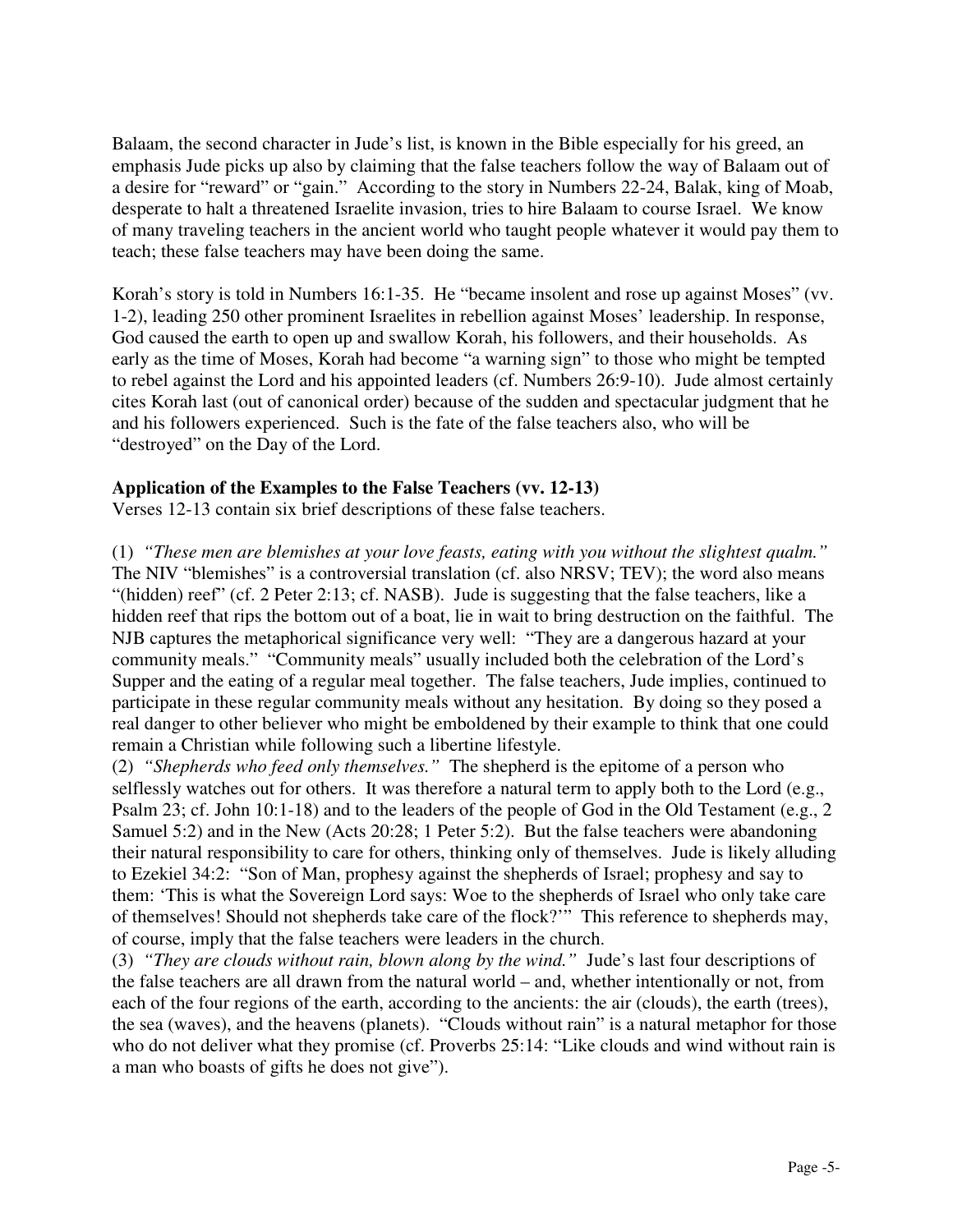Balaam, the second character in Jude's list, is known in the Bible especially for his greed, an emphasis Jude picks up also by claiming that the false teachers follow the way of Balaam out of a desire for "reward" or "gain." According to the story in Numbers 22-24, Balak, king of Moab, desperate to halt a threatened Israelite invasion, tries to hire Balaam to course Israel. We know of many traveling teachers in the ancient world who taught people whatever it would pay them to teach; these false teachers may have been doing the same.

Korah's story is told in Numbers 16:1-35. He "became insolent and rose up against Moses" (vv. 1-2), leading 250 other prominent Israelites in rebellion against Moses' leadership. In response, God caused the earth to open up and swallow Korah, his followers, and their households. As early as the time of Moses, Korah had become "a warning sign" to those who might be tempted to rebel against the Lord and his appointed leaders (cf. Numbers 26:9-10). Jude almost certainly cites Korah last (out of canonical order) because of the sudden and spectacular judgment that he and his followers experienced. Such is the fate of the false teachers also, who will be "destroyed" on the Day of the Lord.

**Application of the Examples to the False Teachers (vv. 12-13)**
Verses 12-13 contain six brief descriptions of these false teachers.

(1) *"These men are blemishes at your love feasts, eating with you without the slightest qualm."* The NIV "blemishes" is a controversial translation (cf. also NRSV; TEV); the word also means "(hidden) reef" (cf. 2 Peter 2:13; cf. NASB). Jude is suggesting that the false teachers, like a hidden reef that rips the bottom out of a boat, lie in wait to bring destruction on the faithful. The NJB captures the metaphorical significance very well: "They are a dangerous hazard at your community meals." "Community meals" usually included both the celebration of the Lord's Supper and the eating of a regular meal together. The false teachers, Jude implies, continued to participate in these regular community meals without any hesitation. By doing so they posed a real danger to other believer who might be emboldened by their example to think that one could remain a Christian while following such a libertine lifestyle.

(2) *"Shepherds who feed only themselves."* The shepherd is the epitome of a person who selflessly watches out for others. It was therefore a natural term to apply both to the Lord (e.g., Psalm 23; cf. John 10:1-18) and to the leaders of the people of God in the Old Testament (e.g., 2 Samuel 5:2) and in the New (Acts 20:28; 1 Peter 5:2). But the false teachers were abandoning their natural responsibility to care for others, thinking only of themselves. Jude is likely alluding to Ezekiel 34:2: "Son of Man, prophesy against the shepherds of Israel; prophesy and say to them: 'This is what the Sovereign Lord says: Woe to the shepherds of Israel who only take care of themselves! Should not shepherds take care of the flock?'" This reference to shepherds may, of course, imply that the false teachers were leaders in the church.

(3) *"They are clouds without rain, blown along by the wind."* Jude's last four descriptions of the false teachers are all drawn from the natural world – and, whether intentionally or not, from each of the four regions of the earth, according to the ancients: the air (clouds), the earth (trees), the sea (waves), and the heavens (planets). "Clouds without rain" is a natural metaphor for those who do not deliver what they promise (cf. Proverbs 25:14: "Like clouds and wind without rain is a man who boasts of gifts he does not give").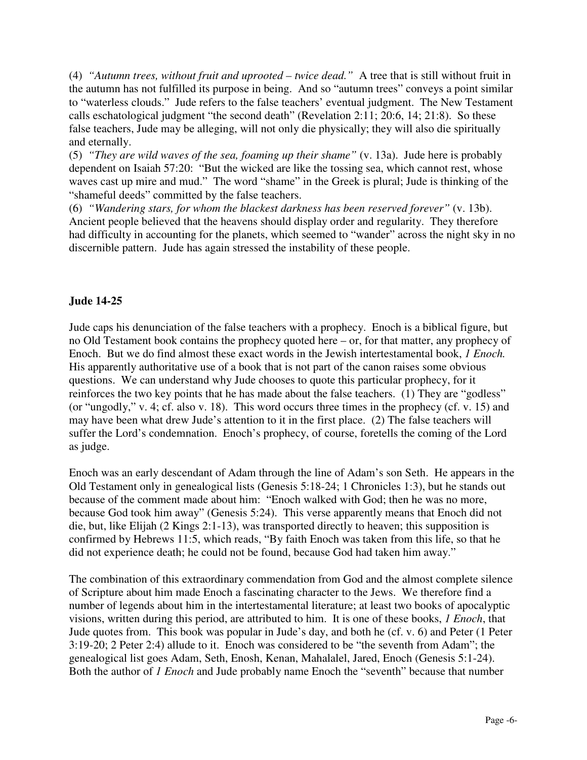(4) *"Autumn trees, without fruit and uprooted – twice dead."* A tree that is still without fruit in the autumn has not fulfilled its purpose in being. And so "autumn trees" conveys a point similar to "waterless clouds." Jude refers to the false teachers' eventual judgment. The New Testament calls eschatological judgment "the second death" (Revelation 2:11; 20:6, 14; 21:8). So these false teachers, Jude may be alleging, will not only die physically; they will also die spiritually and eternally.
(5) *"They are wild waves of the sea, foaming up their shame"* (v. 13a). Jude here is probably dependent on Isaiah 57:20: "But the wicked are like the tossing sea, which cannot rest, whose waves cast up mire and mud." The word "shame" in the Greek is plural; Jude is thinking of the "shameful deeds" committed by the false teachers.
(6) *"Wandering stars, for whom the blackest darkness has been reserved forever"* (v. 13b). Ancient people believed that the heavens should display order and regularity. They therefore had difficulty in accounting for the planets, which seemed to "wander" across the night sky in no discernible pattern. Jude has again stressed the instability of these people.

**Jude 14-25**

Jude caps his denunciation of the false teachers with a prophecy. Enoch is a biblical figure, but no Old Testament book contains the prophecy quoted here – or, for that matter, any prophecy of Enoch. But we do find almost these exact words in the Jewish intertestamental book, *1 Enoch.* His apparently authoritative use of a book that is not part of the canon raises some obvious questions. We can understand why Jude chooses to quote this particular prophecy, for it reinforces the two key points that he has made about the false teachers. (1) They are "godless" (or "ungodly," v. 4; cf. also v. 18). This word occurs three times in the prophecy (cf. v. 15) and may have been what drew Jude's attention to it in the first place. (2) The false teachers will suffer the Lord's condemnation. Enoch's prophecy, of course, foretells the coming of the Lord as judge.

Enoch was an early descendant of Adam through the line of Adam's son Seth. He appears in the Old Testament only in genealogical lists (Genesis 5:18-24; 1 Chronicles 1:3), but he stands out because of the comment made about him: "Enoch walked with God; then he was no more, because God took him away" (Genesis 5:24). This verse apparently means that Enoch did not die, but, like Elijah (2 Kings 2:1-13), was transported directly to heaven; this supposition is confirmed by Hebrews 11:5, which reads, "By faith Enoch was taken from this life, so that he did not experience death; he could not be found, because God had taken him away."

The combination of this extraordinary commendation from God and the almost complete silence of Scripture about him made Enoch a fascinating character to the Jews. We therefore find a number of legends about him in the intertestamental literature; at least two books of apocalyptic visions, written during this period, are attributed to him. It is one of these books, *1 Enoch*, that Jude quotes from. This book was popular in Jude's day, and both he (cf. v. 6) and Peter (1 Peter 3:19-20; 2 Peter 2:4) allude to it. Enoch was considered to be "the seventh from Adam"; the genealogical list goes Adam, Seth, Enosh, Kenan, Mahalalel, Jared, Enoch (Genesis 5:1-24). Both the author of *1 Enoch* and Jude probably name Enoch the "seventh" because that number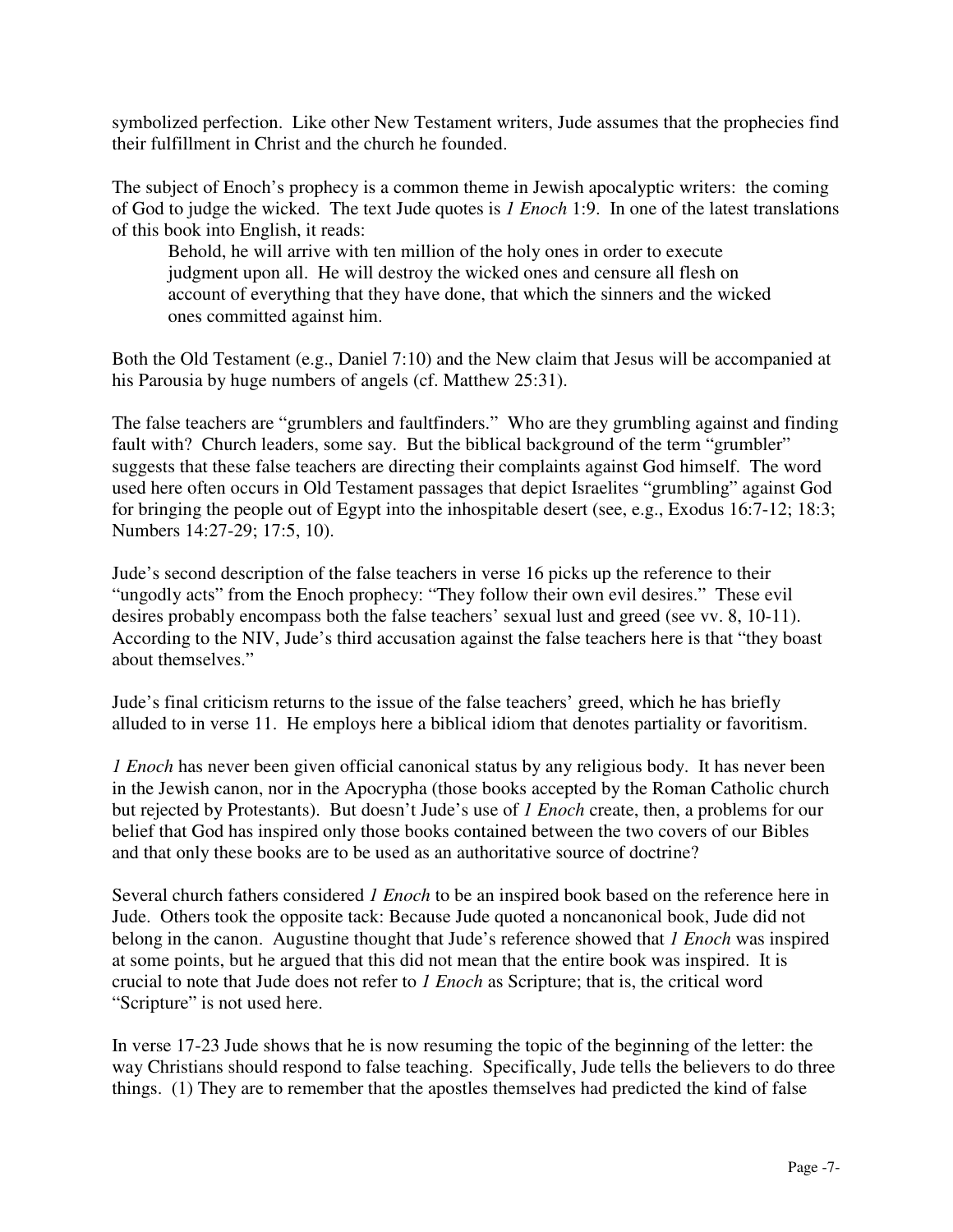symbolized perfection. Like other New Testament writers, Jude assumes that the prophecies find their fulfillment in Christ and the church he founded.

The subject of Enoch's prophecy is a common theme in Jewish apocalyptic writers: the coming of God to judge the wicked. The text Jude quotes is *1 Enoch* 1:9. In one of the latest translations of this book into English, it reads:

> Behold, he will arrive with ten million of the holy ones in order to execute judgment upon all. He will destroy the wicked ones and censure all flesh on account of everything that they have done, that which the sinners and the wicked ones committed against him.

Both the Old Testament (e.g., Daniel 7:10) and the New claim that Jesus will be accompanied at his Parousia by huge numbers of angels (cf. Matthew 25:31).

The false teachers are "grumblers and faultfinders." Who are they grumbling against and finding fault with? Church leaders, some say. But the biblical background of the term "grumbler" suggests that these false teachers are directing their complaints against God himself. The word used here often occurs in Old Testament passages that depict Israelites "grumbling" against God for bringing the people out of Egypt into the inhospitable desert (see, e.g., Exodus 16:7-12; 18:3; Numbers 14:27-29; 17:5, 10).

Jude's second description of the false teachers in verse 16 picks up the reference to their "ungodly acts" from the Enoch prophecy: "They follow their own evil desires." These evil desires probably encompass both the false teachers' sexual lust and greed (see vv. 8, 10-11). According to the NIV, Jude's third accusation against the false teachers here is that "they boast about themselves."

Jude's final criticism returns to the issue of the false teachers' greed, which he has briefly alluded to in verse 11. He employs here a biblical idiom that denotes partiality or favoritism.

*1 Enoch* has never been given official canonical status by any religious body. It has never been in the Jewish canon, nor in the Apocrypha (those books accepted by the Roman Catholic church but rejected by Protestants). But doesn't Jude's use of *1 Enoch* create, then, a problems for our belief that God has inspired only those books contained between the two covers of our Bibles and that only these books are to be used as an authoritative source of doctrine?

Several church fathers considered *1 Enoch* to be an inspired book based on the reference here in Jude. Others took the opposite tack: Because Jude quoted a noncanonical book, Jude did not belong in the canon. Augustine thought that Jude's reference showed that *1 Enoch* was inspired at some points, but he argued that this did not mean that the entire book was inspired. It is crucial to note that Jude does not refer to *1 Enoch* as Scripture; that is, the critical word "Scripture" is not used here.

In verse 17-23 Jude shows that he is now resuming the topic of the beginning of the letter: the way Christians should respond to false teaching. Specifically, Jude tells the believers to do three things. (1) They are to remember that the apostles themselves had predicted the kind of false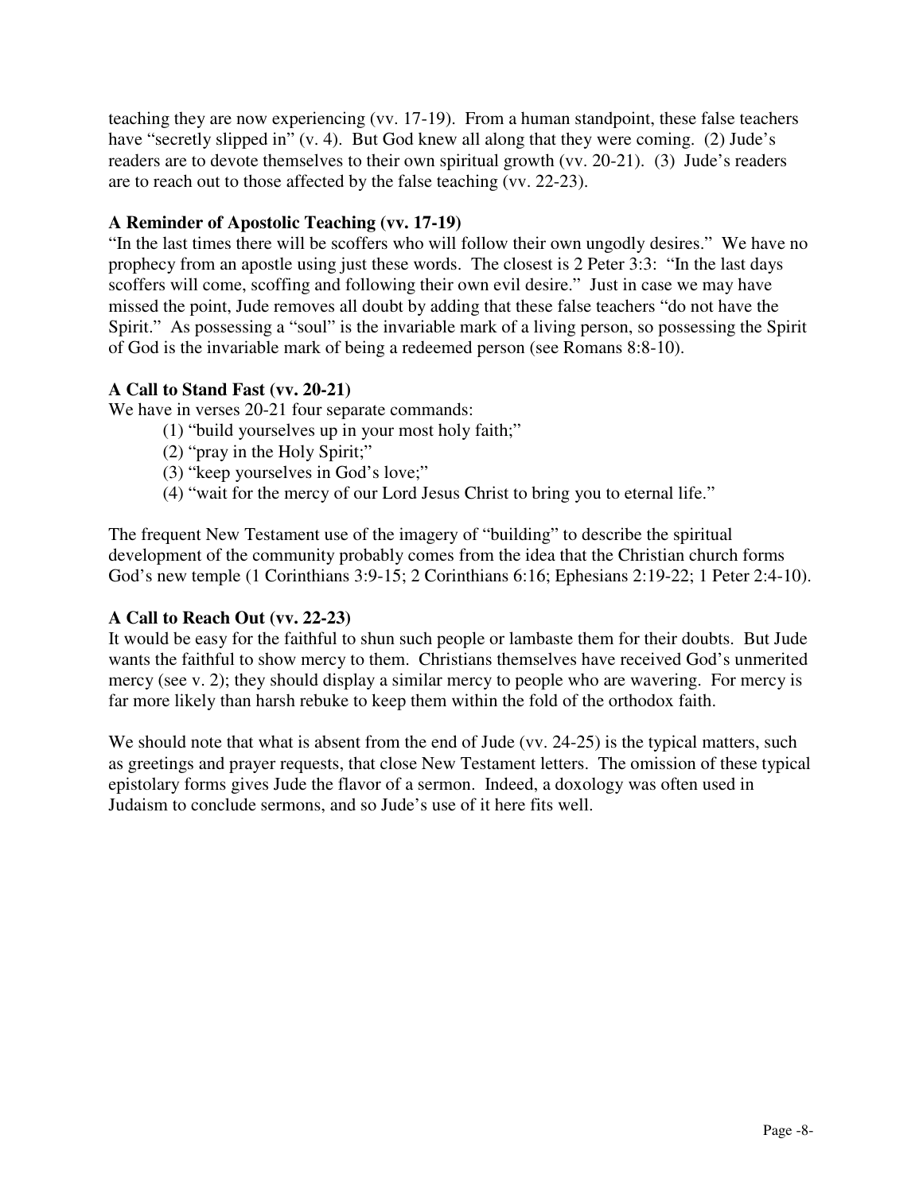teaching they are now experiencing (vv. 17-19). From a human standpoint, these false teachers have "secretly slipped in" (v. 4). But God knew all along that they were coming. (2) Jude's readers are to devote themselves to their own spiritual growth (vv. 20-21). (3) Jude's readers are to reach out to those affected by the false teaching (vv. 22-23).

**A Reminder of Apostolic Teaching (vv. 17-19)**

"In the last times there will be scoffers who will follow their own ungodly desires." We have no prophecy from an apostle using just these words. The closest is 2 Peter 3:3: "In the last days scoffers will come, scoffing and following their own evil desire." Just in case we may have missed the point, Jude removes all doubt by adding that these false teachers "do not have the Spirit." As possessing a "soul" is the invariable mark of a living person, so possessing the Spirit of God is the invariable mark of being a redeemed person (see Romans 8:8-10).

**A Call to Stand Fast (vv. 20-21)**

We have in verses 20-21 four separate commands:

(1) "build yourselves up in your most holy faith;"
(2) "pray in the Holy Spirit;"
(3) "keep yourselves in God's love;"
(4) "wait for the mercy of our Lord Jesus Christ to bring you to eternal life."

The frequent New Testament use of the imagery of "building" to describe the spiritual development of the community probably comes from the idea that the Christian church forms God's new temple (1 Corinthians 3:9-15; 2 Corinthians 6:16; Ephesians 2:19-22; 1 Peter 2:4-10).

**A Call to Reach Out (vv. 22-23)**

It would be easy for the faithful to shun such people or lambaste them for their doubts. But Jude wants the faithful to show mercy to them. Christians themselves have received God's unmerited mercy (see v. 2); they should display a similar mercy to people who are wavering. For mercy is far more likely than harsh rebuke to keep them within the fold of the orthodox faith.

We should note that what is absent from the end of Jude (vv. 24-25) is the typical matters, such as greetings and prayer requests, that close New Testament letters. The omission of these typical epistolary forms gives Jude the flavor of a sermon. Indeed, a doxology was often used in Judaism to conclude sermons, and so Jude's use of it here fits well.